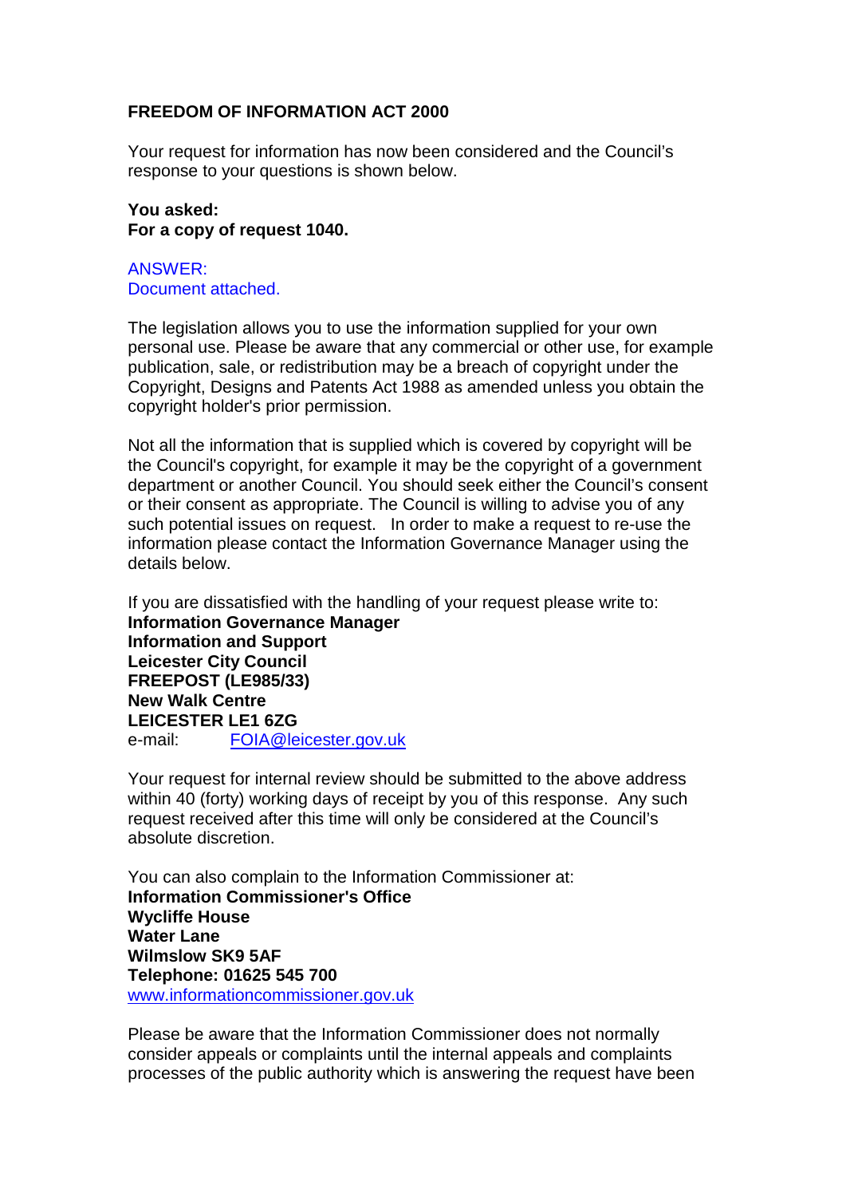**FREEDOM OF INFORMATION ACT 2000**

Your request for information has now been considered and the Council's response to your questions is shown below.

**You asked:**
**For a copy of request 1040.**

ANSWER:
Document attached.

The legislation allows you to use the information supplied for your own personal use. Please be aware that any commercial or other use, for example publication, sale, or redistribution may be a breach of copyright under the Copyright, Designs and Patents Act 1988 as amended unless you obtain the copyright holder's prior permission.

Not all the information that is supplied which is covered by copyright will be the Council's copyright, for example it may be the copyright of a government department or another Council. You should seek either the Council's consent or their consent as appropriate. The Council is willing to advise you of any such potential issues on request. In order to make a request to re-use the information please contact the Information Governance Manager using the details below.

If you are dissatisfied with the handling of your request please write to:
**Information Governance Manager**
**Information and Support**
**Leicester City Council**
**FREEPOST (LE985/33)**
**New Walk Centre**
**LEICESTER LE1 6ZG**
e-mail: FOIA@leicester.gov.uk

Your request for internal review should be submitted to the above address within 40 (forty) working days of receipt by you of this response. Any such request received after this time will only be considered at the Council's absolute discretion.

You can also complain to the Information Commissioner at:
**Information Commissioner's Office**
**Wycliffe House**
**Water Lane**
**Wilmslow SK9 5AF**
**Telephone: 01625 545 700**
www.informationcommissioner.gov.uk

Please be aware that the Information Commissioner does not normally consider appeals or complaints until the internal appeals and complaints processes of the public authority which is answering the request have been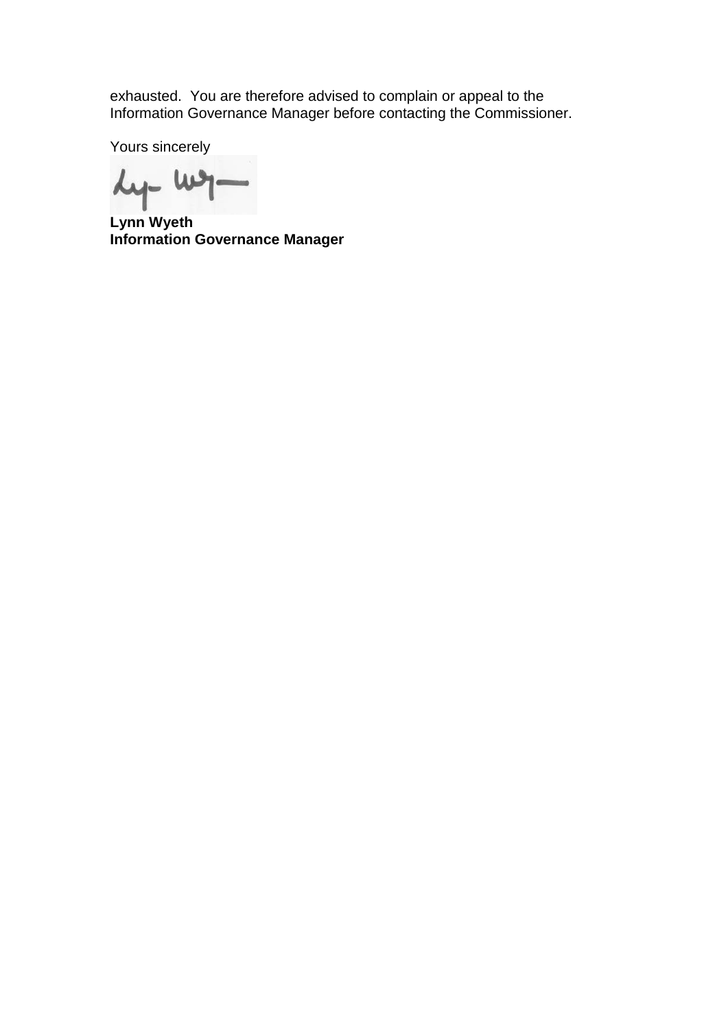exhausted. You are therefore advised to complain or appeal to the Information Governance Manager before contacting the Commissioner.

Yours sincerely

**Lynn Wyeth**
**Information Governance Manager**